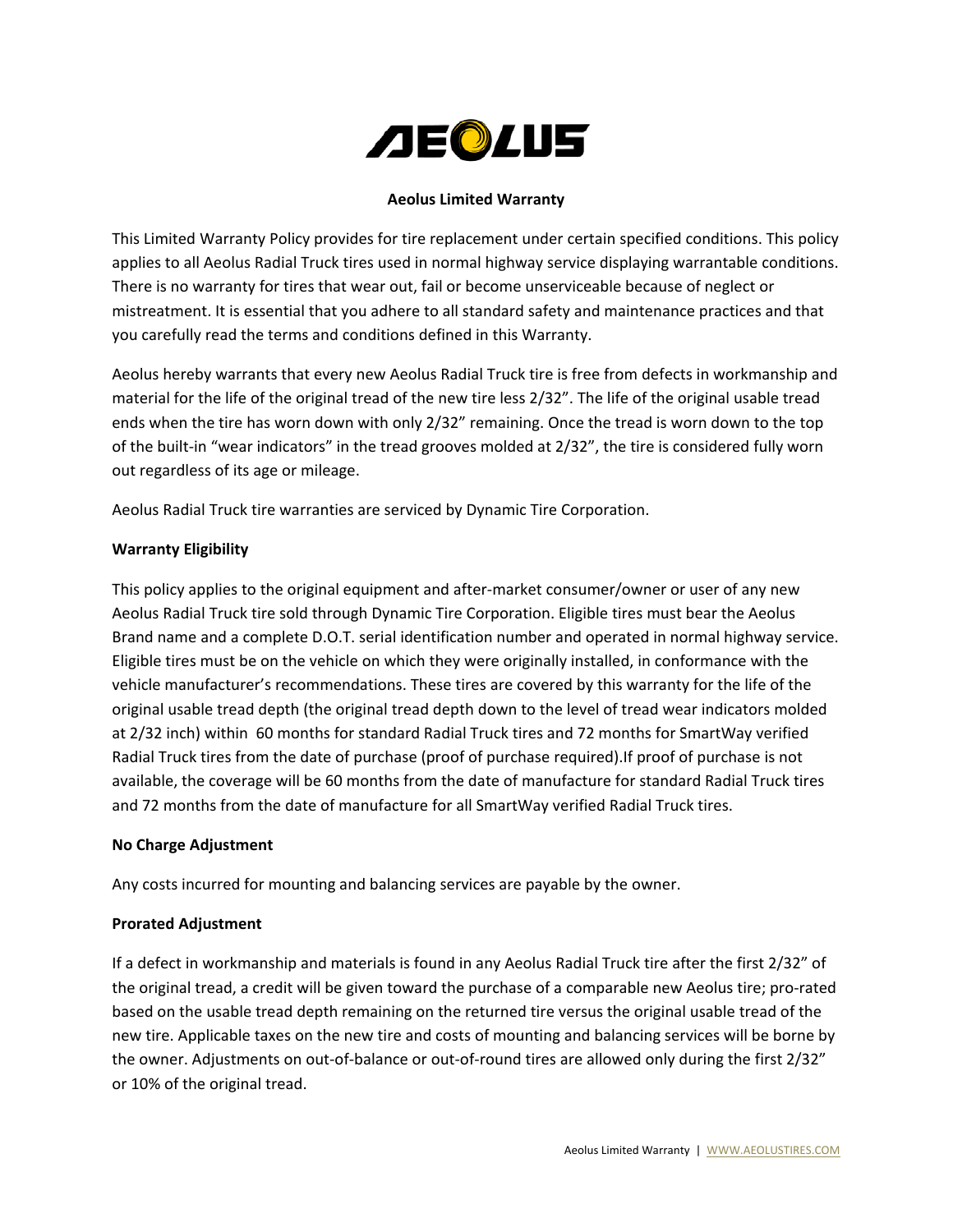# Aeolus Limited Warranty

This Limited Warranty Policy provides for tire replacement under certain specified conditions. This policy applies to all Aeolus Radial Truck tires used in normal highway service displaying warrantable conditions. There is no warranty for tires that wear out, fail or become unserviceable because of neglect or mistreatment. It is essential that you adhere to all standard safety and maintenance practices and that you carefully read the terms and conditions defined in this Warranty.

Aeolus hereby warrants that every new Aeolus Radial Truck tire is free from defects in workmanship and material for the life of the original tread of the new tire less 2/32". The life of the original usable tread ends when the tire has worn down with only 2/32" remaining. Once the tread is worn down to the top of the built-in "wear indicators" in the tread grooves molded at 2/32", the tire is considered fully worn out regardless of its age or mileage.

Aeolus Radial Truck tire warranties are serviced by Dynamic Tire Corporation.

**Warranty Eligibility**

This policy applies to the original equipment and after-market consumer/owner or user of any new Aeolus Radial Truck tire sold through Dynamic Tire Corporation. Eligible tires must bear the Aeolus Brand name and a complete D.O.T. serial identification number and operated in normal highway service. Eligible tires must be on the vehicle on which they were originally installed, in conformance with the vehicle manufacturer's recommendations. These tires are covered by this warranty for the life of the original usable tread depth (the original tread depth down to the level of tread wear indicators molded at 2/32 inch) within 60 months for standard Radial Truck tires and 72 months for SmartWay verified Radial Truck tires from the date of purchase (proof of purchase required).If proof of purchase is not available, the coverage will be 60 months from the date of manufacture for standard Radial Truck tires and 72 months from the date of manufacture for all SmartWay verified Radial Truck tires.

**No Charge Adjustment**

Any costs incurred for mounting and balancing services are payable by the owner.

**Prorated Adjustment**

If a defect in workmanship and materials is found in any Aeolus Radial Truck tire after the first 2/32" of the original tread, a credit will be given toward the purchase of a comparable new Aeolus tire; pro-rated based on the usable tread depth remaining on the returned tire versus the original usable tread of the new tire. Applicable taxes on the new tire and costs of mounting and balancing services will be borne by the owner. Adjustments on out-of-balance or out-of-round tires are allowed only during the first 2/32" or 10% of the original tread.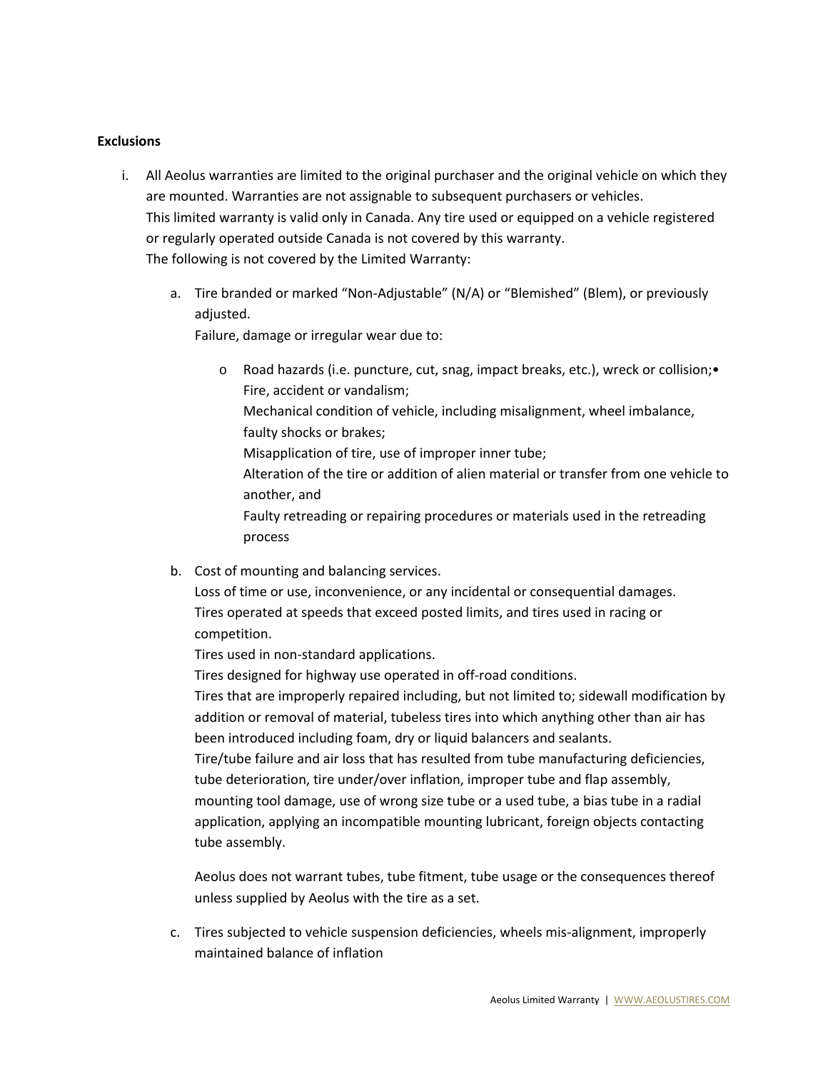**Exclusions**

i. All Aeolus warranties are limited to the original purchaser and the original vehicle on which they are mounted. Warranties are not assignable to subsequent purchasers or vehicles.
   This limited warranty is valid only in Canada. Any tire used or equipped on a vehicle registered or regularly operated outside Canada is not covered by this warranty.
   The following is not covered by the Limited Warranty:

   a. Tire branded or marked "Non-Adjustable" (N/A) or "Blemished" (Blem), or previously adjusted.
      Failure, damage or irregular wear due to:

      - Road hazards (i.e. puncture, cut, snag, impact breaks, etc.), wreck or collision;• Fire, accident or vandalism;
        Mechanical condition of vehicle, including misalignment, wheel imbalance, faulty shocks or brakes;
        Misapplication of tire, use of improper inner tube;
        Alteration of the tire or addition of alien material or transfer from one vehicle to another, and
        Faulty retreading or repairing procedures or materials used in the retreading process

   b. Cost of mounting and balancing services.
      Loss of time or use, inconvenience, or any incidental or consequential damages.
      Tires operated at speeds that exceed posted limits, and tires used in racing or competition.
      Tires used in non-standard applications.
      Tires designed for highway use operated in off-road conditions.
      Tires that are improperly repaired including, but not limited to; sidewall modification by addition or removal of material, tubeless tires into which anything other than air has been introduced including foam, dry or liquid balancers and sealants.
      Tire/tube failure and air loss that has resulted from tube manufacturing deficiencies, tube deterioration, tire under/over inflation, improper tube and flap assembly, mounting tool damage, use of wrong size tube or a used tube, a bias tube in a radial application, applying an incompatible mounting lubricant, foreign objects contacting tube assembly.

      Aeolus does not warrant tubes, tube fitment, tube usage or the consequences thereof unless supplied by Aeolus with the tire as a set.

   c. Tires subjected to vehicle suspension deficiencies, wheels mis-alignment, improperly maintained balance of inflation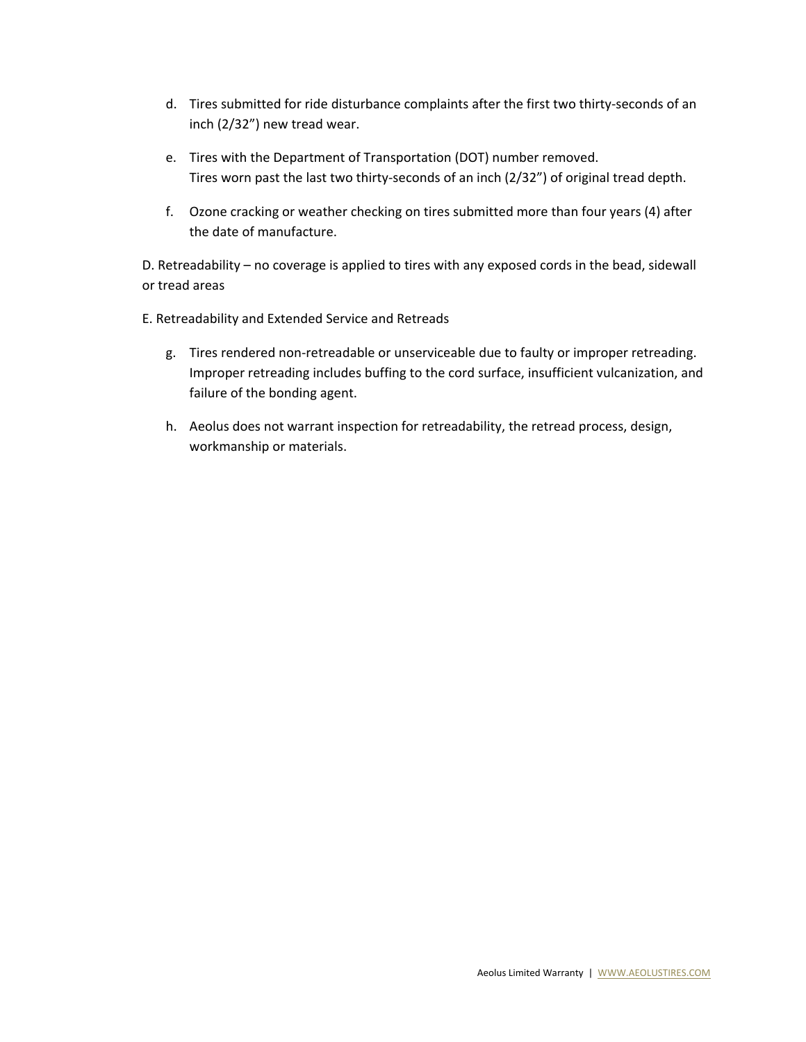d. Tires submitted for ride disturbance complaints after the first two thirty-seconds of an inch (2/32") new tread wear.

e. Tires with the Department of Transportation (DOT) number removed.
   Tires worn past the last two thirty-seconds of an inch (2/32") of original tread depth.

f. Ozone cracking or weather checking on tires submitted more than four years (4) after the date of manufacture.

D. Retreadability – no coverage is applied to tires with any exposed cords in the bead, sidewall or tread areas

E. Retreadability and Extended Service and Retreads

g. Tires rendered non-retreadable or unserviceable due to faulty or improper retreading. Improper retreading includes buffing to the cord surface, insufficient vulcanization, and failure of the bonding agent.

h. Aeolus does not warrant inspection for retreadability, the retread process, design, workmanship or materials.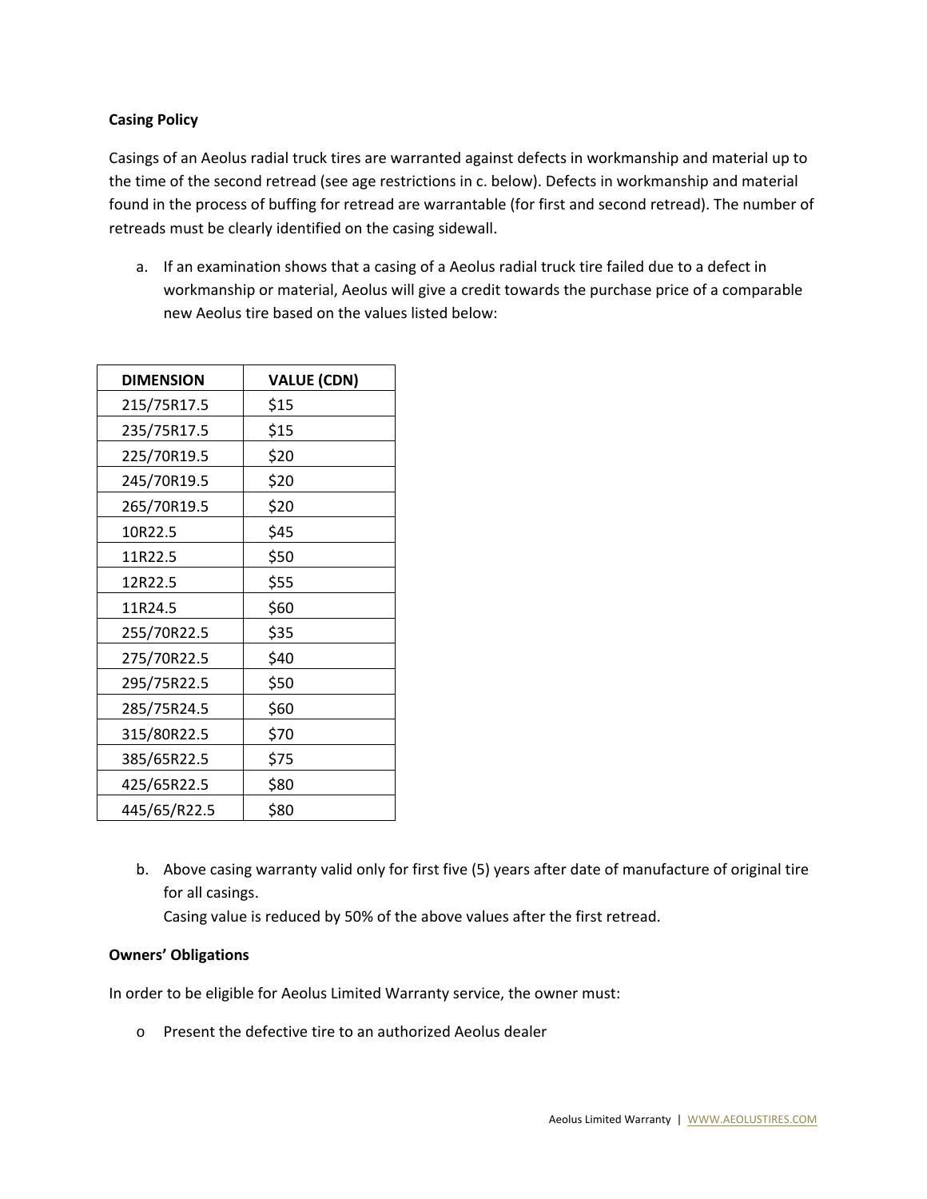**Casing Policy**

Casings of an Aeolus radial truck tires are warranted against defects in workmanship and material up to the time of the second retread (see age restrictions in c. below). Defects in workmanship and material found in the process of buffing for retread are warrantable (for first and second retread). The number of retreads must be clearly identified on the casing sidewall.

a. If an examination shows that a casing of a Aeolus radial truck tire failed due to a defect in workmanship or material, Aeolus will give a credit towards the purchase price of a comparable new Aeolus tire based on the values listed below:

| DIMENSION | VALUE (CDN) |
|---|---|
| 215/75R17.5 | $15 |
| 235/75R17.5 | $15 |
| 225/70R19.5 | $20 |
| 245/70R19.5 | $20 |
| 265/70R19.5 | $20 |
| 10R22.5 | $45 |
| 11R22.5 | $50 |
| 12R22.5 | $55 |
| 11R24.5 | $60 |
| 255/70R22.5 | $35 |
| 275/70R22.5 | $40 |
| 295/75R22.5 | $50 |
| 285/75R24.5 | $60 |
| 315/80R22.5 | $70 |
| 385/65R22.5 | $75 |
| 425/65R22.5 | $80 |
| 445/65/R22.5 | $80 |

b. Above casing warranty valid only for first five (5) years after date of manufacture of original tire for all casings.
   Casing value is reduced by 50% of the above values after the first retread.

**Owners' Obligations**

In order to be eligible for Aeolus Limited Warranty service, the owner must:

- Present the defective tire to an authorized Aeolus dealer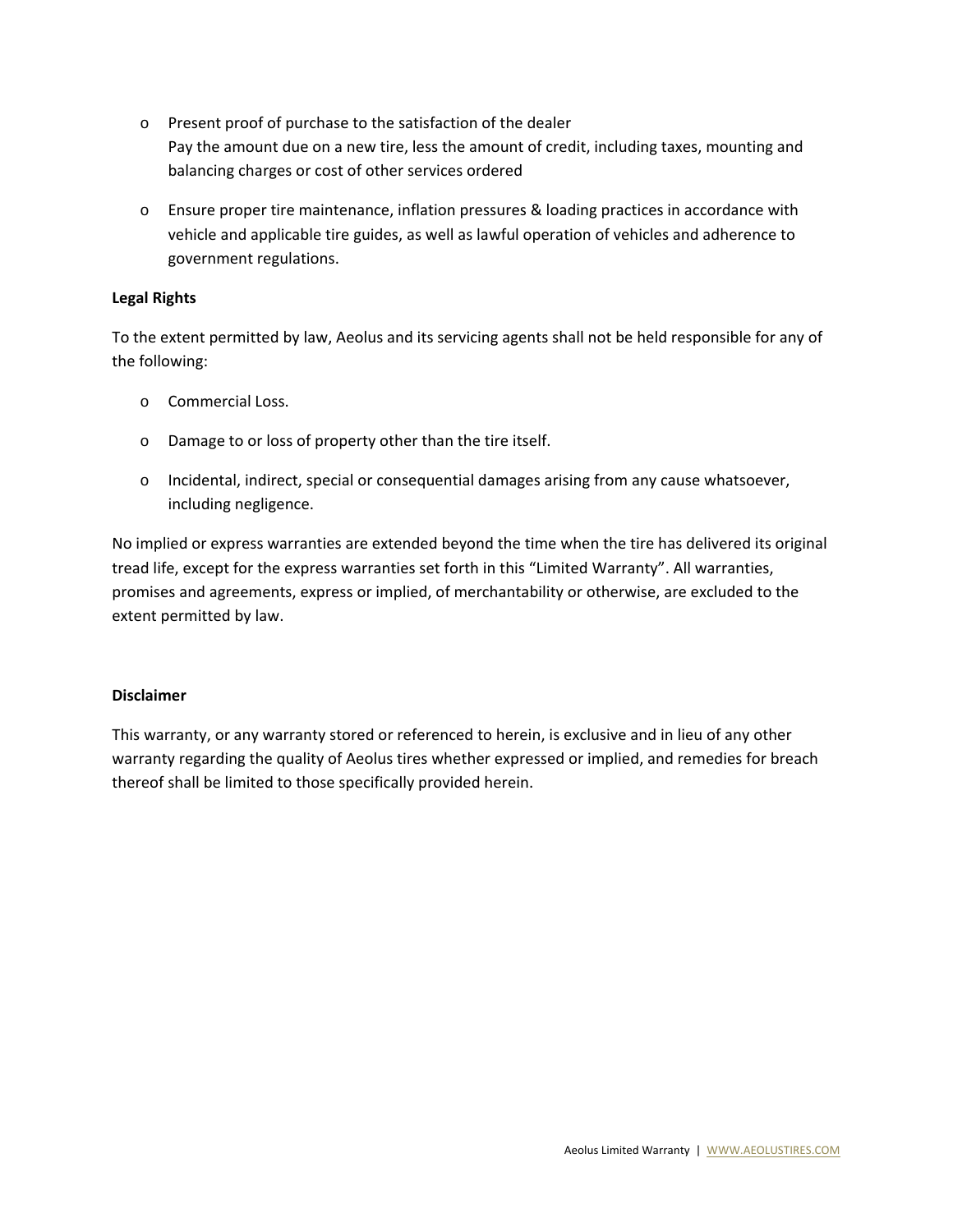- Present proof of purchase to the satisfaction of the dealer
  Pay the amount due on a new tire, less the amount of credit, including taxes, mounting and balancing charges or cost of other services ordered

- Ensure proper tire maintenance, inflation pressures & loading practices in accordance with vehicle and applicable tire guides, as well as lawful operation of vehicles and adherence to government regulations.

**Legal Rights**

To the extent permitted by law, Aeolus and its servicing agents shall not be held responsible for any of the following:

- Commercial Loss.

- Damage to or loss of property other than the tire itself.

- Incidental, indirect, special or consequential damages arising from any cause whatsoever, including negligence.

No implied or express warranties are extended beyond the time when the tire has delivered its original tread life, except for the express warranties set forth in this "Limited Warranty". All warranties, promises and agreements, express or implied, of merchantability or otherwise, are excluded to the extent permitted by law.

**Disclaimer**

This warranty, or any warranty stored or referenced to herein, is exclusive and in lieu of any other warranty regarding the quality of Aeolus tires whether expressed or implied, and remedies for breach thereof shall be limited to those specifically provided herein.